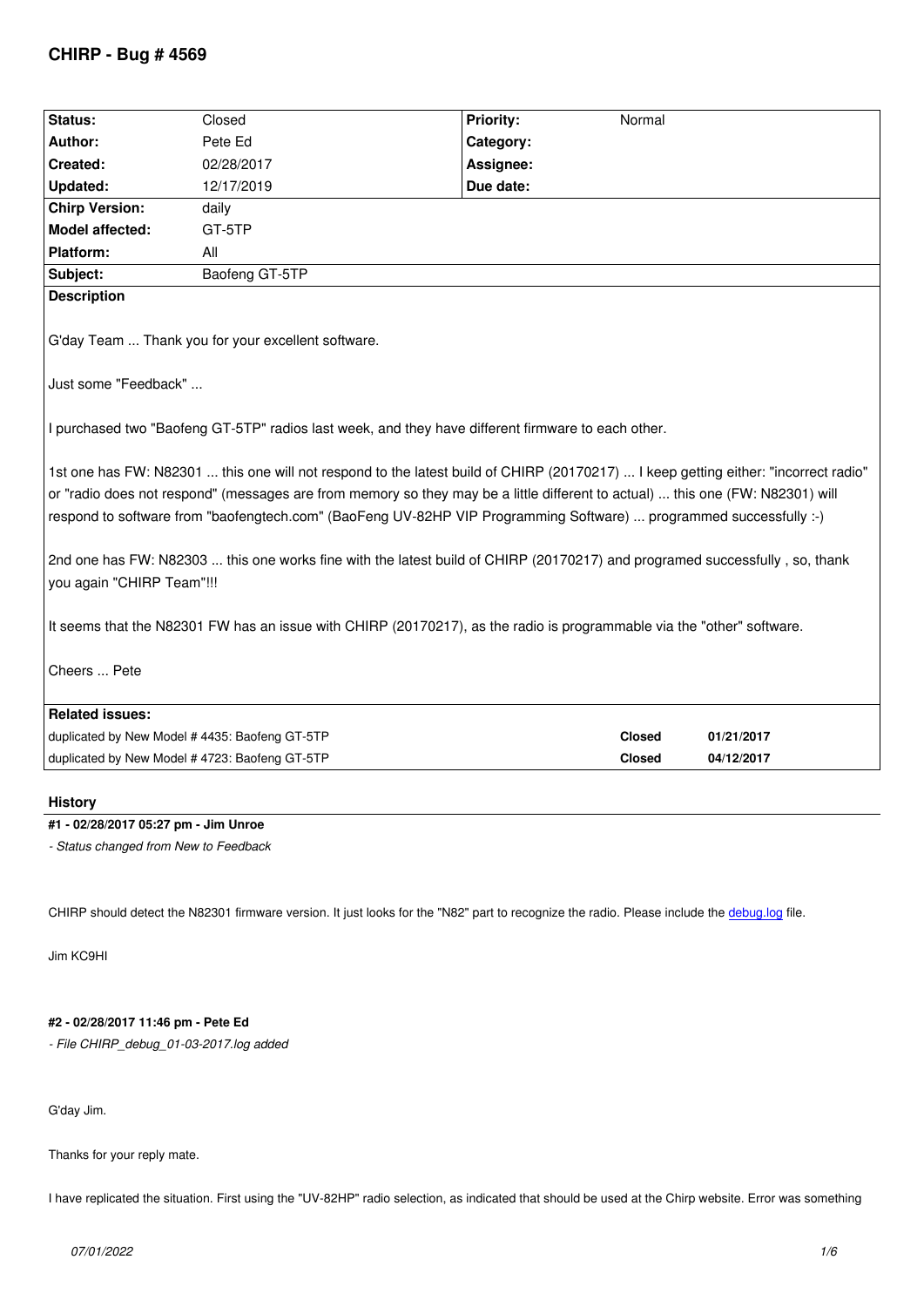# CHIRP - Bug # 4569

| Status: | Closed | Priority: | Normal |
|---|---|---|---|
| Author: | Pete Ed | Category: | |
| Created: | 02/28/2017 | Assignee: | |
| Updated: | 12/17/2019 | Due date: | |
| Chirp Version: | daily | | |
| Model affected: | GT-5TP | | |
| Platform: | All | | |
| Subject: | Baofeng GT-5TP | | |

**Description**

G'day Team ... Thank you for your excellent software.

Just some "Feedback" ...

I purchased two "Baofeng GT-5TP" radios last week, and they have different firmware to each other.

1st one has FW: N82301 ... this one will not respond to the latest build of CHIRP (20170217) ... I keep getting either: "incorrect radio" or "radio does not respond" (messages are from memory so they may be a little different to actual) ... this one (FW: N82301) will respond to software from "baofengtech.com" (BaoFeng UV-82HP VIP Programming Software) ... programmed successfully :-)

2nd one has FW: N82303 ... this one works fine with the latest build of CHIRP (20170217) and programed successfully , so, thank you again "CHIRP Team"!!!

It seems that the N82301 FW has an issue with CHIRP (20170217), as the radio is programmable via the "other" software.

Cheers ... Pete

**Related issues:**

| | | |
|---|---|---|
| duplicated by New Model # 4435: Baofeng GT-5TP | Closed | 01/21/2017 |
| duplicated by New Model # 4723: Baofeng GT-5TP | Closed | 04/12/2017 |

## History

**#1 - 02/28/2017 05:27 pm - Jim Unroe**

*- Status changed from New to Feedback*

CHIRP should detect the N82301 firmware version. It just looks for the "N82" part to recognize the radio. Please include the debug.log file.

Jim KC9HI

**#2 - 02/28/2017 11:46 pm - Pete Ed**

*- File CHIRP_debug_01-03-2017.log added*

G'day Jim.

Thanks for your reply mate.

I have replicated the situation. First using the "UV-82HP" radio selection, as indicated that should be used at the Chirp website. Error was something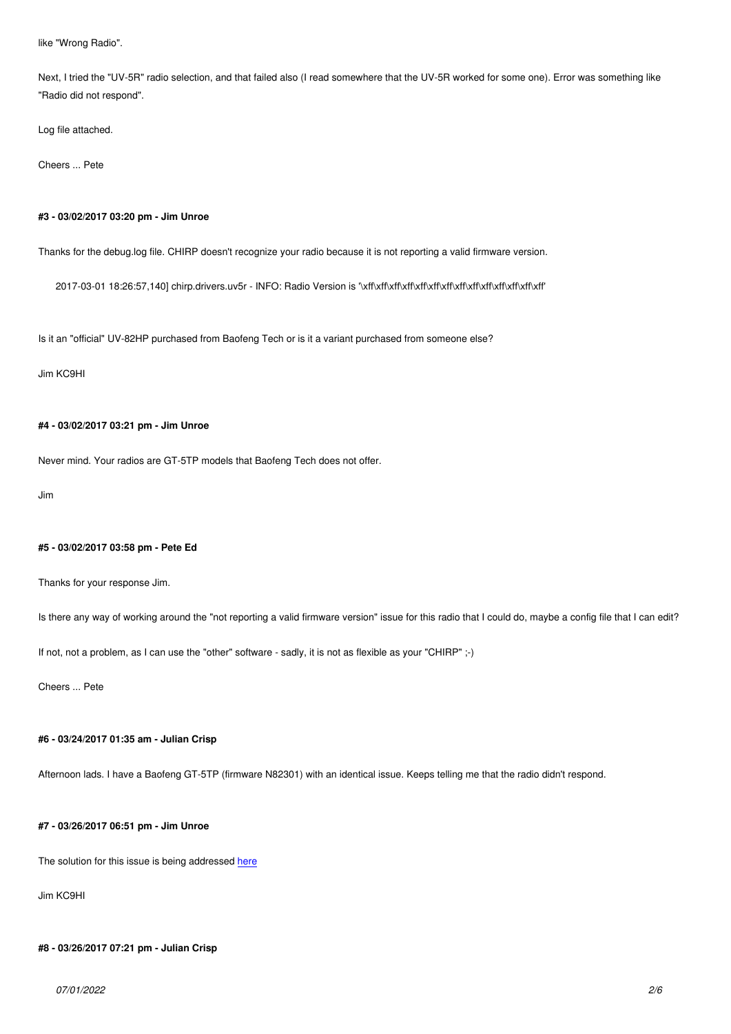like "Wrong Radio".

Next, I tried the "UV-5R" radio selection, and that failed also (I read somewhere that the UV-5R worked for some one). Error was something like "Radio did not respond".

Log file attached.

Cheers ... Pete

#### #3 - 03/02/2017 03:20 pm - Jim Unroe

Thanks for the debug.log file. CHIRP doesn't recognize your radio because it is not reporting a valid firmware version.

```
2017-03-01 18:26:57,140] chirp.drivers.uv5r - INFO: Radio Version is '\xff\xff\xff\xff\xff\xff\xff\xff\xff\xff\xff\xff\xff\xff'
```

Is it an "official" UV-82HP purchased from Baofeng Tech or is it a variant purchased from someone else?

Jim KC9HI

#### #4 - 03/02/2017 03:21 pm - Jim Unroe

Never mind. Your radios are GT-5TP models that Baofeng Tech does not offer.

Jim

#### #5 - 03/02/2017 03:58 pm - Pete Ed

Thanks for your response Jim.

Is there any way of working around the "not reporting a valid firmware version" issue for this radio that I could do, maybe a config file that I can edit?

If not, not a problem, as I can use the "other" software - sadly, it is not as flexible as your "CHIRP" ;-)

Cheers ... Pete

#### #6 - 03/24/2017 01:35 am - Julian Crisp

Afternoon lads. I have a Baofeng GT-5TP (firmware N82301) with an identical issue. Keeps telling me that the radio didn't respond.

#### #7 - 03/26/2017 06:51 pm - Jim Unroe

The solution for this issue is being addressed here

Jim KC9HI

#### #8 - 03/26/2017 07:21 pm - Julian Crisp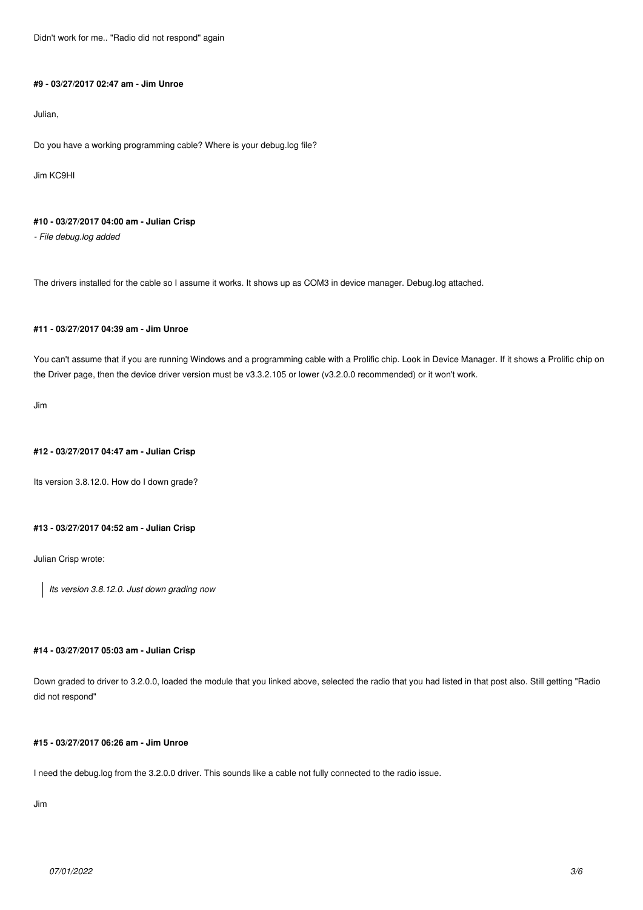Didn't work for me.. "Radio did not respond" again

#### #9 - 03/27/2017 02:47 am - Jim Unroe

Julian,

Do you have a working programming cable? Where is your debug.log file?

Jim KC9HI

#### #10 - 03/27/2017 04:00 am - Julian Crisp

*- File debug.log added*

The drivers installed for the cable so I assume it works. It shows up as COM3 in device manager. Debug.log attached.

#### #11 - 03/27/2017 04:39 am - Jim Unroe

You can't assume that if you are running Windows and a programming cable with a Prolific chip. Look in Device Manager. If it shows a Prolific chip on the Driver page, then the device driver version must be v3.3.2.105 or lower (v3.2.0.0 recommended) or it won't work.

Jim

#### #12 - 03/27/2017 04:47 am - Julian Crisp

Its version 3.8.12.0. How do I down grade?

#### #13 - 03/27/2017 04:52 am - Julian Crisp

Julian Crisp wrote:

> *Its version 3.8.12.0. Just down grading now*

#### #14 - 03/27/2017 05:03 am - Julian Crisp

Down graded to driver to 3.2.0.0, loaded the module that you linked above, selected the radio that you had listed in that post also. Still getting "Radio did not respond"

#### #15 - 03/27/2017 06:26 am - Jim Unroe

I need the debug.log from the 3.2.0.0 driver. This sounds like a cable not fully connected to the radio issue.

Jim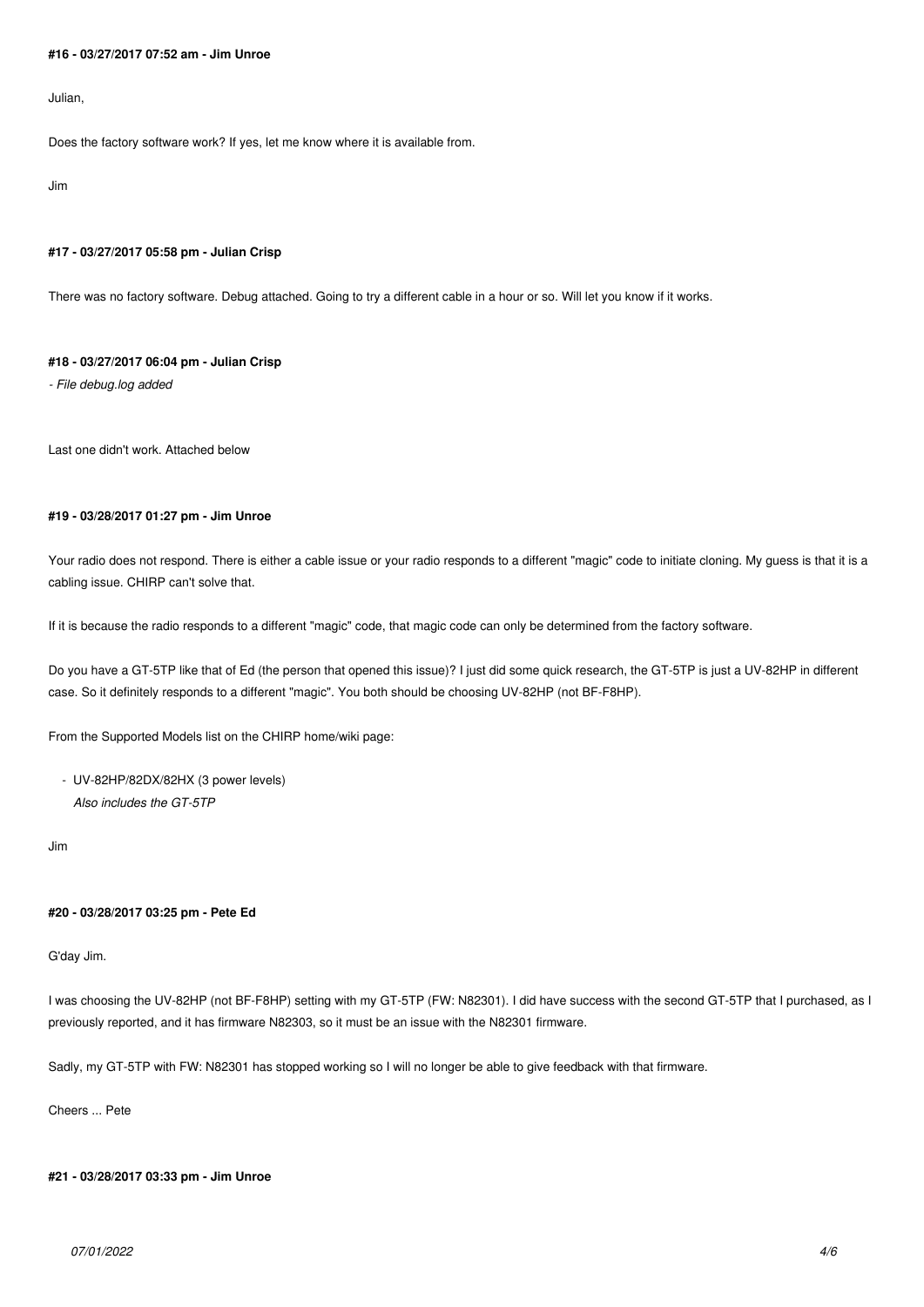#### #16 - 03/27/2017 07:52 am - Jim Unroe

Julian,

Does the factory software work? If yes, let me know where it is available from.

Jim

#### #17 - 03/27/2017 05:58 pm - Julian Crisp

There was no factory software. Debug attached. Going to try a different cable in a hour or so. Will let you know if it works.

#### #18 - 03/27/2017 06:04 pm - Julian Crisp

*- File debug.log added*

Last one didn't work. Attached below

#### #19 - 03/28/2017 01:27 pm - Jim Unroe

Your radio does not respond. There is either a cable issue or your radio responds to a different "magic" code to initiate cloning. My guess is that it is a cabling issue. CHIRP can't solve that.

If it is because the radio responds to a different "magic" code, that magic code can only be determined from the factory software.

Do you have a GT-5TP like that of Ed (the person that opened this issue)? I just did some quick research, the GT-5TP is just a UV-82HP in different case. So it definitely responds to a different "magic". You both should be choosing UV-82HP (not BF-F8HP).

From the Supported Models list on the CHIRP home/wiki page:

- UV-82HP/82DX/82HX (3 power levels)
  *Also includes the GT-5TP*

Jim

#### #20 - 03/28/2017 03:25 pm - Pete Ed

G'day Jim.

I was choosing the UV-82HP (not BF-F8HP) setting with my GT-5TP (FW: N82301). I did have success with the second GT-5TP that I purchased, as I previously reported, and it has firmware N82303, so it must be an issue with the N82301 firmware.

Sadly, my GT-5TP with FW: N82301 has stopped working so I will no longer be able to give feedback with that firmware.

Cheers ... Pete

#### #21 - 03/28/2017 03:33 pm - Jim Unroe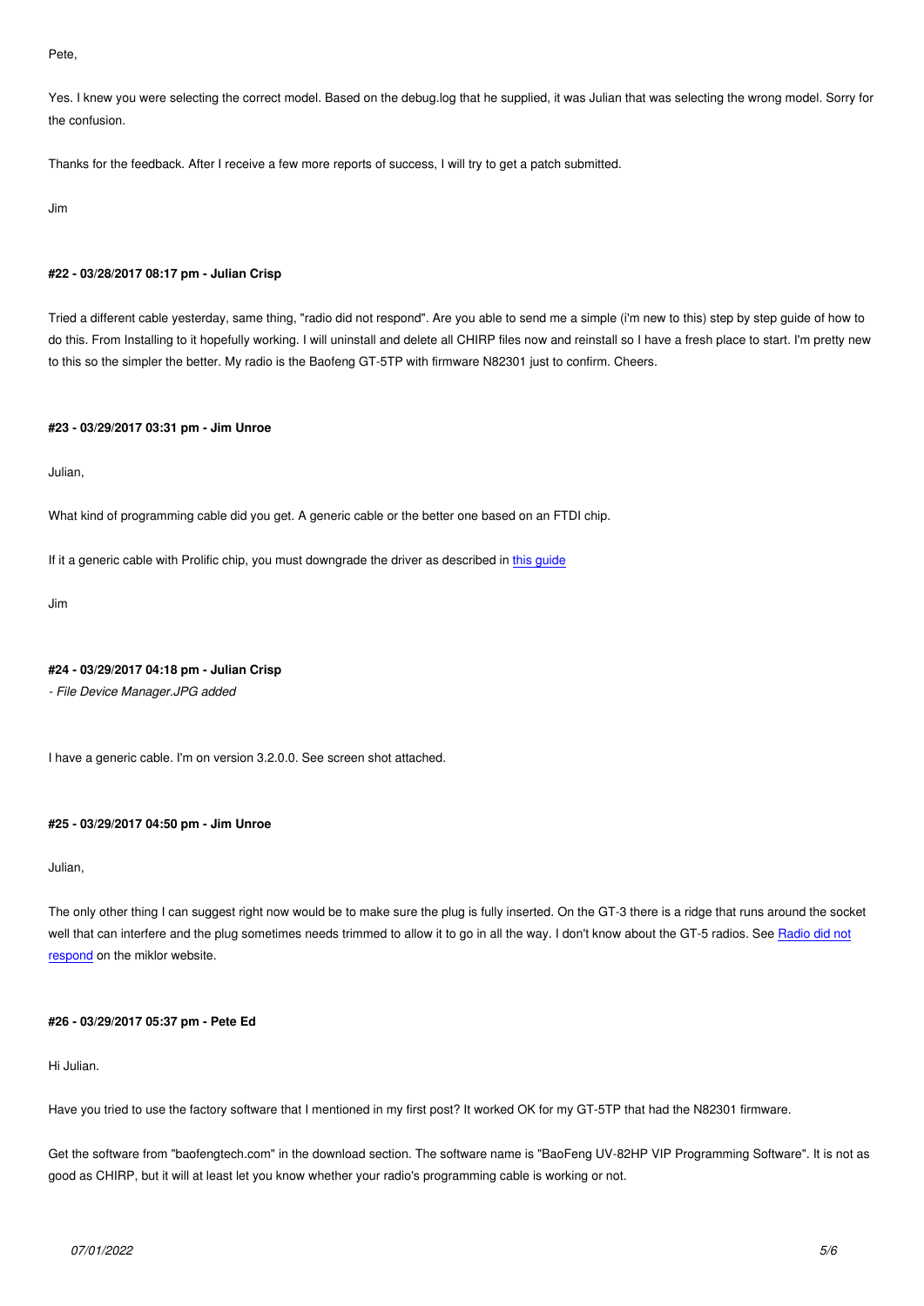Pete,

Yes. I knew you were selecting the correct model. Based on the debug.log that he supplied, it was Julian that was selecting the wrong model. Sorry for the confusion.

Thanks for the feedback. After I receive a few more reports of success, I will try to get a patch submitted.

Jim

#### #22 - 03/28/2017 08:17 pm - Julian Crisp

Tried a different cable yesterday, same thing, "radio did not respond". Are you able to send me a simple (i'm new to this) step by step guide of how to do this. From Installing to it hopefully working. I will uninstall and delete all CHIRP files now and reinstall so I have a fresh place to start. I'm pretty new to this so the simpler the better. My radio is the Baofeng GT-5TP with firmware N82301 just to confirm. Cheers.

#### #23 - 03/29/2017 03:31 pm - Jim Unroe

Julian,

What kind of programming cable did you get. A generic cable or the better one based on an FTDI chip.

If it a generic cable with Prolific chip, you must downgrade the driver as described in this guide

Jim

#### #24 - 03/29/2017 04:18 pm - Julian Crisp

*- File Device Manager.JPG added*

I have a generic cable. I'm on version 3.2.0.0. See screen shot attached.

#### #25 - 03/29/2017 04:50 pm - Jim Unroe

Julian,

The only other thing I can suggest right now would be to make sure the plug is fully inserted. On the GT-3 there is a ridge that runs around the socket well that can interfere and the plug sometimes needs trimmed to allow it to go in all the way. I don't know about the GT-5 radios. See Radio did not respond on the miklor website.

#### #26 - 03/29/2017 05:37 pm - Pete Ed

Hi Julian.

Have you tried to use the factory software that I mentioned in my first post? It worked OK for my GT-5TP that had the N82301 firmware.

Get the software from "baofengtech.com" in the download section. The software name is "BaoFeng UV-82HP VIP Programming Software". It is not as good as CHIRP, but it will at least let you know whether your radio's programming cable is working or not.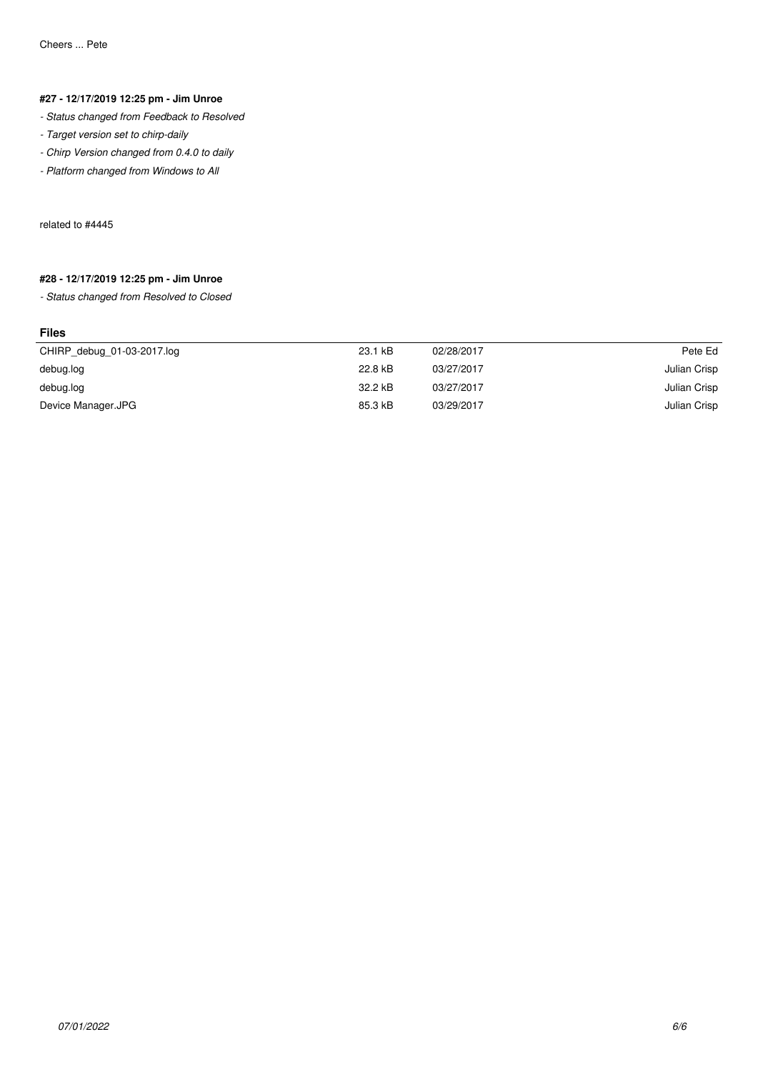Cheers ... Pete

#### #27 - 12/17/2019 12:25 pm - Jim Unroe

- *Status changed from Feedback to Resolved*
- *Target version set to chirp-daily*
- *Chirp Version changed from 0.4.0 to daily*
- *Platform changed from Windows to All*

related to #4445

#### #28 - 12/17/2019 12:25 pm - Jim Unroe

- *Status changed from Resolved to Closed*

### Files

| | | | |
|---|---|---|---|
| CHIRP_debug_01-03-2017.log | 23.1 kB | 02/28/2017 | Pete Ed |
| debug.log | 22.8 kB | 03/27/2017 | Julian Crisp |
| debug.log | 32.2 kB | 03/27/2017 | Julian Crisp |
| Device Manager.JPG | 85.3 kB | 03/29/2017 | Julian Crisp |